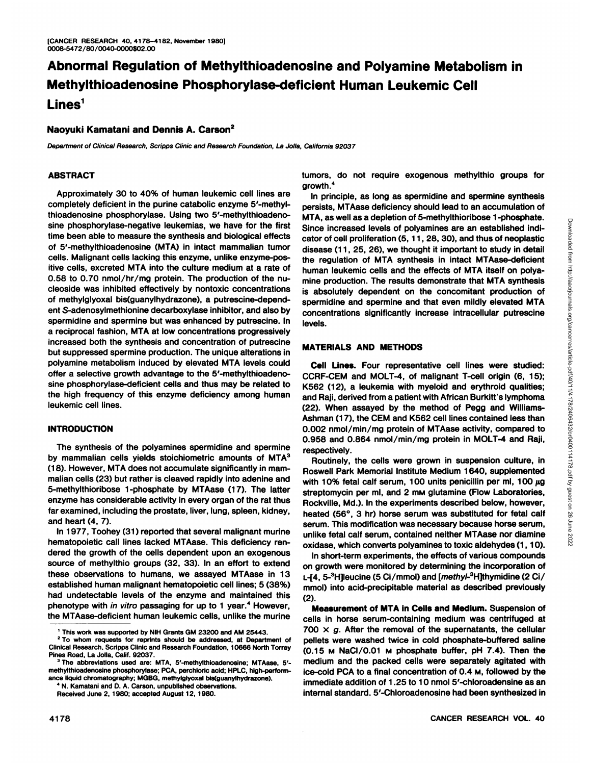# Abnormal Regulation of Methylthioadenosine and Polyamine Metabolism in Methylthioadenosine Phosphorylase-deficient Human Leukemic Cell Lines[1]

**Naoyuki Kamatani and Dennis A. Carson[2]**

*Department of Clinical Research, Scripps Clinic and Research Foundation, La Jolla, California 92037*

## ABSTRACT

Approximately 30 to 40% of human leukemic cell lines are completely deficient in the purine catabolic enzyme 5'-methylthioadenosine phosphorylase. Using two 5'-methylthioadenosine phosphorylase-negative leukemias, we have for the first time been able to measure the synthesis and biological effects of 5'-methylthioadenosine (MTA) in intact mammalian tumor cells. Malignant cells lacking this enzyme, unlike enzyme-positive cells, excreted MTA into the culture medium at a rate of 0.58 to 0.70 nmol/hr/mg protein. The production of the nucleoside was inhibited effectively by nontoxic concentrations of methylglyoxal bis(guanylhydrazone), a putrescine-dependent S-adenosylmethionine decarboxylase inhibitor, and also by spermidine and spermine but was enhanced by putrescine. In a reciprocal fashion, MTA at low concentrations progressively increased both the synthesis and concentration of putrescine but suppressed spermine production. The unique alterations in polyamine metabolism induced by elevated MTA levels could offer a selective growth advantage to the 5'-methylthioadenosine phosphorylase-deficient cells and thus may be related to the high frequency of this enzyme deficiency among human leukemic cell lines.

## INTRODUCTION

The synthesis of the polyamines spermidine and spermine by mammalian cells yields stoichiometric amounts of MTA[3] (18). However, MTA does not accumulate significantly in mammalian cells (23) but rather is cleaved rapidly into adenine and 5-methylthioribose 1-phosphate by MTAase (17). The latter enzyme has considerable activity in every organ of the rat thus far examined, including the prostate, liver, lung, spleen, kidney, and heart (4, 7).

In 1977, Toohey (31) reported that several malignant murine hematopoietic call lines lacked MTAase. This deficiency rendered the growth of the cells dependent upon an exogenous source of methylthio groups (32, 33). In an effort to extend these observations to humans, we assayed MTAase in 13 established human malignant hematopoietic cell lines; 5 (38%) had undetectable levels of the enzyme and maintained this phenotype with *in vitro* passaging for up to 1 year.[4] However, the MTAase-deficient human leukemic cells, unlike the murine tumors, do not require exogenous methylthio groups for growth.[4]

In principle, as long as spermidine and spermine synthesis persists, MTAase deficiency should lead to an accumulation of MTA, as well as a depletion of 5-methylthioribose 1-phosphate. Since increased levels of polyamines are an established indicator of cell proliferation (5, 11, 28, 30), and thus of neoplastic disease (11, 25, 26), we thought it important to study in detail the regulation of MTA synthesis in intact MTAase-deficient human leukemic cells and the effects of MTA itself on polyamine production. The results demonstrate that MTA synthesis is absolutely dependent on the concomitant production of spermidine and spermine and that even mildly elevated MTA concentrations significantly increase intracellular putrescine levels.

## MATERIALS AND METHODS

**Cell Lines.** Four representative cell lines were studied: CCRF-CEM and MOLT-4, of malignant T-cell origin (6, 15); K562 (12), a leukemia with myeloid and erythroid qualities; and Raji, derived from a patient with African Burkitt's lymphoma (22). When assayed by the method of Pegg and Williams-Ashman (17), the CEM and K562 cell lines contained less than 0.002 nmol/min/mg protein of MTAase activity, compared to 0.958 and 0.864 nmol/min/mg protein in MOLT-4 and Raji, respectively.

Routinely, the cells were grown in suspension culture, in Roswell Park Memorial Institute Medium 1640, supplemented with 10% fetal calf serum, 100 units penicillin per ml, 100 μg streptomycin per ml, and 2 mM glutamine (Flow Laboratories, Rockville, Md.). In the experiments described below, however, heated (56°, 3 hr) horse serum was substituted for fetal calf serum. This modification was necessary because horse serum, unlike fetal calf serum, contained neither MTAase nor diamine oxidase, which converts polyamines to toxic aldehydes (1, 10).

In short-term experiments, the effects of various compounds on growth were monitored by determining the incorporation of L-[4, 5-$^3$H]leucine (5 Ci/mmol) and [*methyl*-$^3$H]thymidine (2 Ci/mmol) into acid-precipitable material as described previously (2).

**Measurement of MTA in Cells and Medium.** Suspension of cells in horse serum-containing medium was centrifuged at 700 × *g*. After the removal of the supernatants, the cellular pellets were washed twice in cold phosphate-buffered saline (0.15 M NaCl/0.01 M phosphate buffer, pH 7.4). Then the medium and the packed cells were separately agitated with ice-cold PCA to a final concentration of 0.4 M, followed by the immediate addition of 1.25 to 10 nmol 5'-chloroadensine as an internal standard. 5'-Chloroadenosine had been synthesized in

---

[1] This work was supported by NIH Grants GM 23200 and AM 25443.

[2] To whom requests for reprints should be addressed, at Department of Clinical Research, Scripps Clinic and Research Foundation, 10666 North Torrey Pines Road, La Jolla, Calif. 92037.

[3] The abbreviations used are: MTA, 5'-methylthioadenosine; MTAase, 5'-methylthioadenosine phosphorylase; PCA, perchloric acid; HPLC, high-performance liquid chromatography; MGBG, methylglyoxal bis(guanylhydrazone).

[4] N. Kamatani and D. A. Carson, unpublished observations.

Received June 2, 1980; accepted August 12, 1980.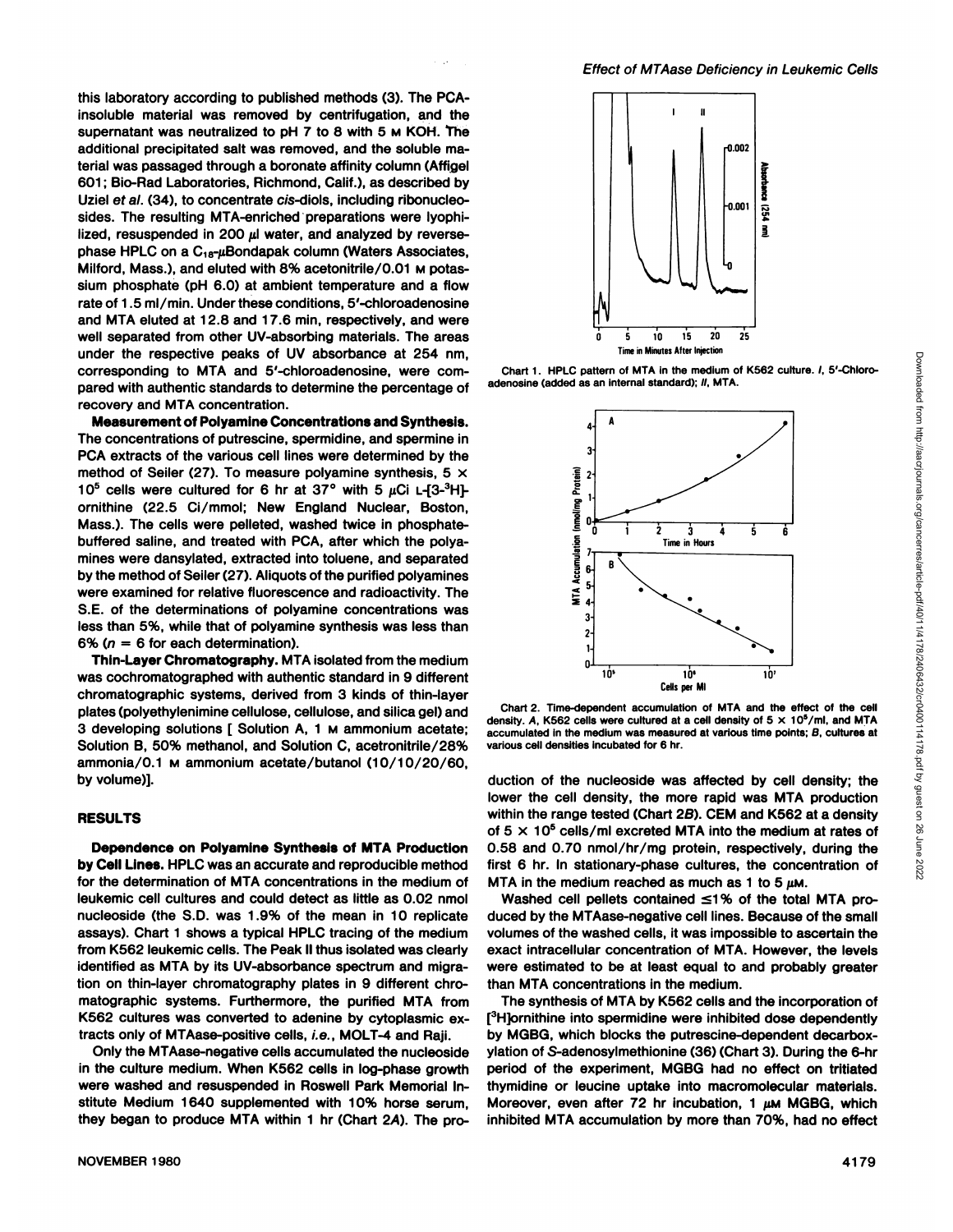this laboratory according to published methods (3). The PCA-insoluble material was removed by centrifugation, and the supernatant was neutralized to pH 7 to 8 with 5 M KOH. The additional precipitated salt was removed, and the soluble material was passaged through a boronate affinity column (Affigel 601; Bio-Rad Laboratories, Richmond, Calif.), as described by Uziel *et al.* (34), to concentrate *cis*-diols, including ribonucleosides. The resulting MTA-enriched preparations were lyophilized, resuspended in 200 µl water, and analyzed by reverse-phase HPLC on a $C_{18}$-µBondapak column (Waters Associates, Milford, Mass.), and eluted with 8% acetonitrile/0.01 M potassium phosphate (pH 6.0) at ambient temperature and a flow rate of 1.5 ml/min. Under these conditions, 5'-chloroadenosine and MTA eluted at 12.8 and 17.6 min, respectively, and were well separated from other UV-absorbing materials. The areas under the respective peaks of UV absorbance at 254 nm, corresponding to MTA and 5'-chloroadenosine, were compared with authentic standards to determine the percentage of recovery and MTA concentration.

**Measurement of Polyamine Concentrations and Synthesis.** The concentrations of putrescine, spermidine, and spermine in PCA extracts of the various cell lines were determined by the method of Seiler (27). To measure polyamine synthesis, $5 \times 10^5$ cells were cultured for 6 hr at 37° with 5 µCi L-[3-$^3$H]-ornithine (22.5 Ci/mmol; New England Nuclear, Boston, Mass.). The cells were pelleted, washed twice in phosphate-buffered saline, and treated with PCA, after which the polyamines were dansylated, extracted into toluene, and separated by the method of Seiler (27). Aliquots of the purified polyamines were examined for relative fluorescence and radioactivity. The S.E. of the determinations of polyamine concentrations was less than 5%, while that of polyamine synthesis was less than 6% ($n = 6$ for each determination).

**Thin-Layer Chromatography.** MTA isolated from the medium was cochromatographed with authentic standard in 9 different chromatographic systems, derived from 3 kinds of thin-layer plates (polyethylenimine cellulose, cellulose, and silica gel) and 3 developing solutions [ Solution A, 1 M ammonium acetate; Solution B, 50% methanol, and Solution C, acetonitrile/28% ammonia/0.1 M ammonium acetate/butanol (10/10/20/60, by volume)].

## RESULTS

**Dependence on Polyamine Synthesis of MTA Production by Cell Lines.** HPLC was an accurate and reproducible method for the determination of MTA concentrations in the medium of leukemic cell cultures and could detect as little as 0.02 nmol nucleoside (the S.D. was 1.9% of the mean in 10 replicate assays). Chart 1 shows a typical HPLC tracing of the medium from K562 leukemic cells. The Peak II thus isolated was clearly identified as MTA by its UV-absorbance spectrum and migration on thin-layer chromatography plates in 9 different chromatographic systems. Furthermore, the purified MTA from K562 cultures was converted to adenine by cytoplasmic extracts only of MTAase-positive cells, *i.e.*, MOLT-4 and Raji.

Only the MTAase-negative cells accumulated the nucleoside in the culture medium. When K562 cells in log-phase growth were washed and resuspended in Roswell Park Memorial Institute Medium 1640 supplemented with 10% horse serum, they began to produce MTA within 1 hr (Chart 2*A*). The production of the nucleoside was affected by cell density; the lower the cell density, the more rapid was MTA production within the range tested (Chart 2*B*). CEM and K562 at a density of $5 \times 10^5$ cells/ml excreted MTA into the medium at rates of 0.58 and 0.70 nmol/hr/mg protein, respectively, during the first 6 hr. In stationary-phase cultures, the concentration of MTA in the medium reached as much as 1 to 5 µM.

Washed cell pellets contained ≤1% of the total MTA produced by the MTAase-negative cell lines. Because of the small volumes of the washed cells, it was impossible to ascertain the exact intracellular concentration of MTA. However, the levels were estimated to be at least equal to and probably greater than MTA concentrations in the medium.

The synthesis of MTA by K562 cells and the incorporation of [$^3$H]ornithine into spermidine were inhibited dose dependently by MGBG, which blocks the putrescine-dependent decarboxylation of *S*-adenosylmethionine (36) (Chart 3). During the 6-hr period of the experiment, MGBG had no effect on tritiated thymidine or leucine uptake into macromolecular materials. Moreover, even after 72 hr incubation, 1 µM MGBG, which inhibited MTA accumulation by more than 70%, had no effect

Chart 1. HPLC pattern of MTA in the medium of K562 culture. *I*, 5'-Chloroadenosine (added as an internal standard); *II*, MTA.

Chart 2. Time-dependent accumulation of MTA and the effect of the cell density. *A*, K562 cells were cultured at a cell density of $5 \times 10^5$/ml, and MTA accumulated in the medium was measured at various time points; *B*, cultures at various cell densities incubated for 6 hr.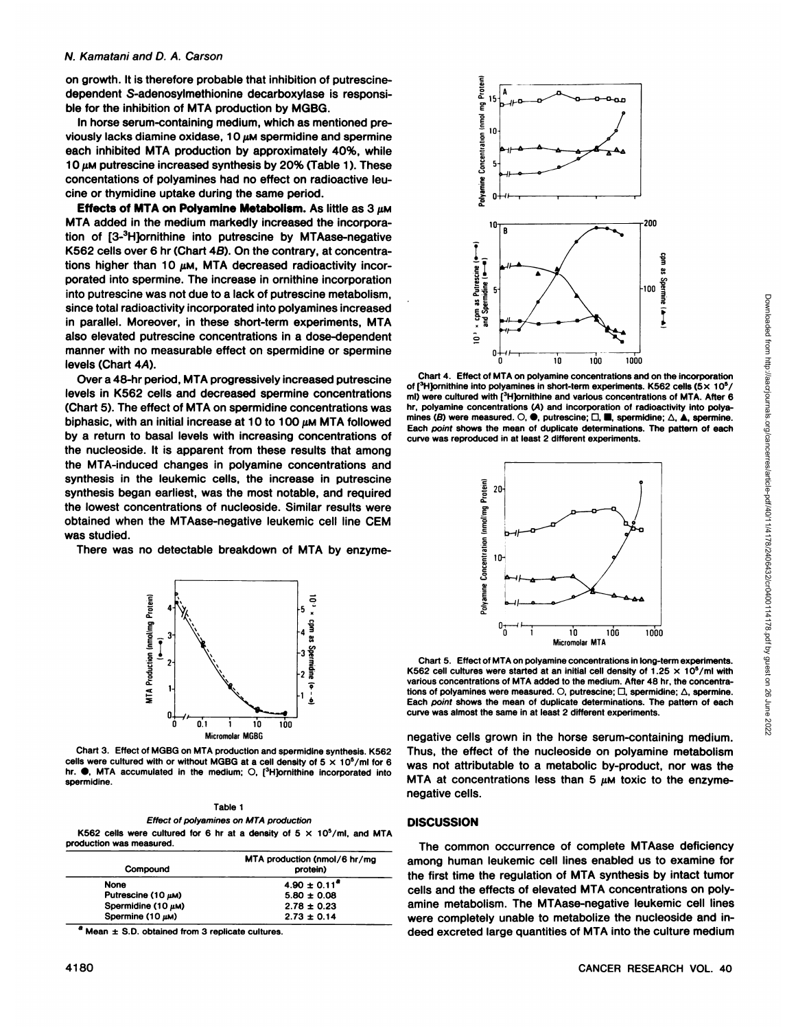on growth. It is therefore probable that inhibition of putrescine-dependent S-adenosylmethionine decarboxylase is responsible for the inhibition of MTA production by MGBG.

In horse serum-containing medium, which as mentioned previously lacks diamine oxidase, 10 μM spermidine and spermine each inhibited MTA production by approximately 40%, while 10 μM putrescine increased synthesis by 20% (Table 1). These concentations of polyamines had no effect on radioactive leucine or thymidine uptake during the same period.

**Effects of MTA on Polyamine Metabolism.** As little as 3 μM MTA added in the medium markedly increased the incorporation of [3-$^3$H]ornithine into putrescine by MTAase-negative K562 cells over 6 hr (Chart 4B). On the contrary, at concentrations higher than 10 μM, MTA decreased radioactivity incorporated into spermine. The increase in ornithine incorporation into putrescine was not due to a lack of putrescine metabolism, since total radioactivity incorporated into polyamines increased in parallel. Moreover, in these short-term experiments, MTA also elevated putrescine concentrations in a dose-dependent manner with no measurable effect on spermidine or spermine levels (Chart 4A).

Over a 48-hr period, MTA progressively increased putrescine levels in K562 cells and decreased spermine concentrations (Chart 5). The effect of MTA on spermidine concentrations was biphasic, with an initial increase at 10 to 100 μM MTA followed by a return to basal levels with increasing concentrations of the nucleoside. It is apparent from these results that among the MTA-induced changes in polyamine concentrations and synthesis in the leukemic cells, the increase in putrescine synthesis began earliest, was the most notable, and required the lowest concentrations of nucleoside. Similar results were obtained when the MTAase-negative leukemic cell line CEM was studied.

There was no detectable breakdown of MTA by enzyme-negative cells grown in the horse serum-containing medium. Thus, the effect of the nucleoside on polyamine metabolism was not attributable to a metabolic by-product, nor was the MTA at concentrations less than 5 μM toxic to the enzyme-negative cells.

Chart 3. Effect of MGBG on MTA production and spermidine synthesis. K562 cells were cultured with or without MGBG at a cell density of 5 × 10$^5$/ml for 6 hr. ●, MTA accumulated in the medium; ○, [$^3$H]ornithine incorporated into spermidine.

Table 1

*Effect of polyamines on MTA production*

K562 cells were cultured for 6 hr at a density of 5 × 10$^5$/ml, and MTA production was measured.

| Compound | MTA production (nmol/6 hr/mg protein) |
|---|---|
| None | 4.90 ± 0.11[a] |
| Putrescine (10 μM) | 5.80 ± 0.08 |
| Spermidine (10 μM) | 2.78 ± 0.23 |
| Spermine (10 μM) | 2.73 ± 0.14 |

[a] Mean ± S.D. obtained from 3 replicate cultures.

Chart 4. Effect of MTA on polyamine concentrations and on the incorporation of [$^3$H]ornithine into polyamines in short-term experiments. K562 cells (5× 10$^5$/ml) were cultured with [$^3$H]ornithine and various concentrations of MTA. After 6 hr, polyamine concentrations (A) and incorporation of radioactivity into polyamines (B) were measured. ○, ●, putrescine; □, ■, spermidine; △, ▲, spermine. Each *point* shows the mean of duplicate determinations. The pattern of each curve was reproduced in at least 2 different experiments.

Chart 5. Effect of MTA on polyamine concentrations in long-term experiments. K562 cell cultures were started at an initial cell density of 1.25 × 10$^5$/ml with various concentrations of MTA added to the medium. After 48 hr, the concentrations of polyamines were measured. ○, putrescine; □, spermidine; △, spermine. Each *point* shows the mean of duplicate determinations. The pattern of each curve was almost the same in at least 2 different experiments.

## DISCUSSION

The common occurrence of complete MTAase deficiency among human leukemic cell lines enabled us to examine for the first time the regulation of MTA synthesis by intact tumor cells and the effects of elevated MTA concentrations on polyamine metabolism. The MTAase-negative leukemic cell lines were completely unable to metabolize the nucleoside and indeed excreted large quantities of MTA into the culture medium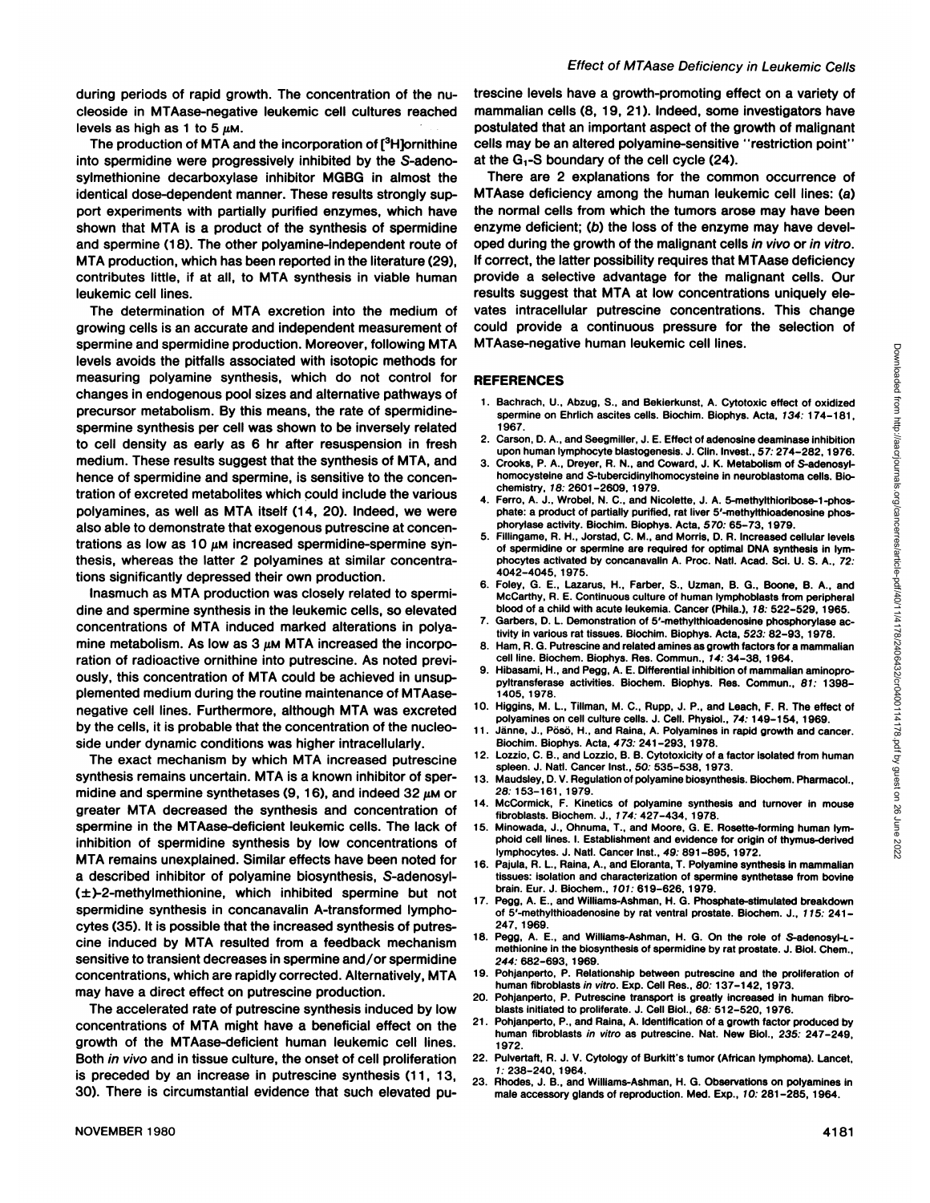during periods of rapid growth. The concentration of the nucleoside in MTAase-negative leukemic cell cultures reached levels as high as 1 to 5 µM.

The production of MTA and the incorporation of [$^3$H]ornithine into spermidine were progressively inhibited by the S-adenosylmethionine decarboxylase inhibitor MGBG in almost the identical dose-dependent manner. These results strongly support experiments with partially purified enzymes, which have shown that MTA is a product of the synthesis of spermidine and spermine (18). The other polyamine-independent route of MTA production, which has been reported in the literature (29), contributes little, if at all, to MTA synthesis in viable human leukemic cell lines.

The determination of MTA excretion into the medium of growing cells is an accurate and independent measurement of spermine and spermidine production. Moreover, following MTA levels avoids the pitfalls associated with isotopic methods for measuring polyamine synthesis, which do not control for changes in endogenous pool sizes and alternative pathways of precursor metabolism. By this means, the rate of spermidine-spermine synthesis per cell was shown to be inversely related to cell density as early as 6 hr after resuspension in fresh medium. These results suggest that the synthesis of MTA, and hence of spermidine and spermine, is sensitive to the concentration of excreted metabolites which could include the various polyamines, as well as MTA itself (14, 20). Indeed, we were also able to demonstrate that exogenous putrescine at concentrations as low as 10 µM increased spermidine-spermine synthesis, whereas the latter 2 polyamines at similar concentrations significantly depressed their own production.

Inasmuch as MTA production was closely related to spermidine and spermine synthesis in the leukemic cells, so elevated concentrations of MTA induced marked alterations in polyamine metabolism. As low as 3 µM MTA increased the incorporation of radioactive ornithine into putrescine. As noted previously, this concentration of MTA could be achieved in unsupplemented medium during the routine maintenance of MTAase-negative cell lines. Furthermore, although MTA was excreted by the cells, it is probable that the concentration of the nucleoside under dynamic conditions was higher intracellularly.

The exact mechanism by which MTA increased putrescine synthesis remains uncertain. MTA is a known inhibitor of spermidine and spermine synthetases (9, 16), and indeed 32 µM or greater MTA decreased the synthesis and concentration of spermine in the MTAase-deficient leukemic cells. The lack of inhibition of spermidine synthesis by low concentrations of MTA remains unexplained. Similar effects have been noted for a described inhibitor of polyamine biosynthesis, S-adenosyl-(±)-2-methylmethionine, which inhibited spermine but not spermidine synthesis in concanavalin A-transformed lymphocytes (35). It is possible that the increased synthesis of putrescine induced by MTA resulted from a feedback mechanism sensitive to transient decreases in spermine and/or spermidine concentrations, which are rapidly corrected. Alternatively, MTA may have a direct effect on putrescine production.

The accelerated rate of putrescine synthesis induced by low concentrations of MTA might have a beneficial effect on the growth of the MTAase-deficient human leukemic cell lines. Both *in vivo* and in tissue culture, the onset of cell proliferation is preceded by an increase in putrescine synthesis (11, 13, 30). There is circumstantial evidence that such elevated putrescine levels have a growth-promoting effect on a variety of mammalian cells (8, 19, 21). Indeed, some investigators have postulated that an important aspect of the growth of malignant cells may be an altered polyamine-sensitive "restriction point" at the $G_1$-S boundary of the cell cycle (24).

There are 2 explanations for the common occurrence of MTAase deficiency among the human leukemic cell lines: (*a*) the normal cells from which the tumors arose may have been enzyme deficient; (*b*) the loss of the enzyme may have developed during the growth of the malignant cells *in vivo* or *in vitro*. If correct, the latter possibility requires that MTAase deficiency provide a selective advantage for the malignant cells. Our results suggest that MTA at low concentrations uniquely elevates intracellular putrescine concentrations. This change could provide a continuous pressure for the selection of MTAase-negative human leukemic cell lines.

## REFERENCES

1. Bachrach, U., Abzug, S., and Bekierkunst, A. Cytotoxic effect of oxidized spermine on Ehrlich ascites cells. Biochim. Biophys. Acta, *134:* 174-181, 1967.
2. Carson, D. A., and Seegmiller, J. E. Effect of adenosine deaminase inhibition upon human lymphocyte blastogenesis. J. Clin. Invest., *57:* 274-282, 1976.
3. Crooks, P. A., Dreyer, R. N., and Coward, J. K. Metabolism of S-adenosylhomocysteine and S-tubercidinylhomocysteine in neuroblastoma cells. Biochemistry, *18:* 2601-2609, 1979.
4. Ferro, A. J., Wrobel, N. C., and Nicolette, J. A. 5-methylthioribose-1-phosphate: a product of partially purified, rat liver 5'-methylthioadenosine phosphorylase activity. Biochim. Biophys. Acta, *570:* 65-73, 1979.
5. Fillingame, R. H., Jorstad, C. M., and Morris, D. R. Increased cellular levels of spermidine or spermine are required for optimal DNA synthesis in lymphocytes activated by concanavalin A. Proc. Natl. Acad. Sci. U. S. A., *72:* 4042-4045, 1975.
6. Foley, G. E., Lazarus, H., Farber, S., Uzman, B. G., Boone, B. A., and McCarthy, R. E. Continuous culture of human lymphoblasts from peripheral blood of a child with acute leukemia. Cancer (Phila.), *18:* 522-529, 1965.
7. Garbers, D. L. Demonstration of 5'-methylthioadenosine phosphorylase activity in various rat tissues. Biochim. Biophys. Acta, *523:* 82-93, 1978.
8. Ham, R. G. Putrescine and related amines as growth factors for a mammalian cell line. Biochem. Biophys. Res. Commun., *14:* 34-38, 1964.
9. Hibasami, H., and Pegg, A. E. Differential inhibition of mammalian aminopropyltransferase activities. Biochem. Biophys. Res. Commun., *81:* 1398-1405, 1978.
10. Higgins, M. L., Tillman, M. C., Rupp, J. P., and Leach, F. R. The effect of polyamines on cell culture cells. J. Cell. Physiol., *74:* 149-154, 1969.
11. Jänne, J., Pösö, H., and Raina, A. Polyamines in rapid growth and cancer. Biochim. Biophys. Acta, *473:* 241-293, 1978.
12. Lozzio, C. B., and Lozzio, B. B. Cytotoxicity of a factor isolated from human spleen. J. Natl. Cancer Inst., *50:* 535-538, 1973.
13. Maudsley, D. V. Regulation of polyamine biosynthesis. Biochem. Pharmacol., *28:* 153-161, 1979.
14. McCormick, F. Kinetics of polyamine synthesis and turnover in mouse fibroblasts. Biochem. J., *174:* 427-434, 1978.
15. Minowada, J., Ohnuma, T., and Moore, G. E. Rosette-forming human lymphoid cell lines. I. Establishment and evidence for origin of thymus-derived lymphocytes. J. Natl. Cancer Inst., *49:* 891-895, 1972.
16. Pajula, R. L., Raina, A., and Eloranta, T. Polyamine synthesis in mammalian tissues: isolation and characterization of spermine synthetase from bovine brain. Eur. J. Biochem., *101:* 619-626, 1979.
17. Pegg, A. E., and Williams-Ashman, H. G. Phosphate-stimulated breakdown of 5'-methylthioadenosine by rat ventral prostate. Biochem. J., *115:* 241-247, 1969.
18. Pegg, A. E., and Williams-Ashman, H. G. On the role of S-adenosyl-L-methionine in the biosynthesis of spermidine by rat prostate. J. Biol. Chem., *244:* 682-693, 1969.
19. Pohjanperto, P. Relationship between putrescine and the proliferation of human fibroblasts *in vitro*. Exp. Cell Res., *80:* 137-142, 1973.
20. Pohjanperto, P. Putrescine transport is greatly increased in human fibroblasts initiated to proliferate. J. Cell Biol., *68:* 512-520, 1976.
21. Pohjanperto, P., and Raina, A. Identification of a growth factor produced by human fibroblasts *in vitro* as putrescine. Nat. New Biol., *235:* 247-249, 1972.
22. Pulvertaft, R. J. V. Cytology of Burkitt's tumor (African lymphoma). Lancet, *1:* 238-240, 1964.
23. Rhodes, J. B., and Williams-Ashman, H. G. Observations on polyamines in male accessory glands of reproduction. Med. Exp., *10:* 281-285, 1964.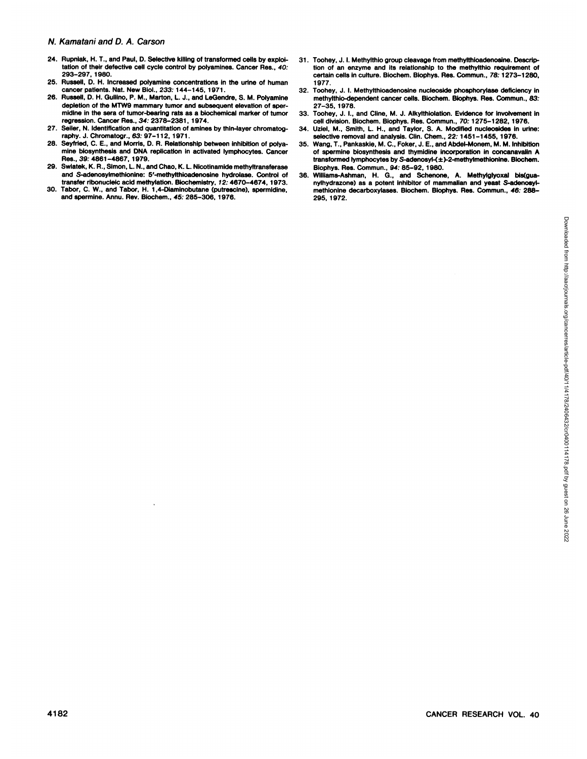24. Rupniak, H. T., and Paul, D. Selective killing of transformed cells by exploitation of their defective cell cycle control by polyamines. Cancer Res., *40:* 293–297, 1980.
25. Russell, D. H. Increased polyamine concentrations in the urine of human cancer patients. Nat. New Biol., *233:* 144–145, 1971.
26. Russell, D. H. Gullino, P. M., Marton, L. J., and LeGendre, S. M. Polyamine depletion of the MTW9 mammary tumor and subsequent elevation of spermidine in the sera of tumor-bearing rats as a biochemical marker of tumor regression. Cancer Res., *34:* 2378–2381, 1974.
27. Seiler, N. Identification and quantitation of amines by thin-layer chromatography. J. Chromatogr., *63:* 97–112, 1971.
28. Seyfried, C. E., and Morris, D. R. Relationship between inhibition of polyamine biosynthesis and DNA replication in activated lymphocytes. Cancer Res., *39:* 4861–4867, 1979.
29. Swiatek, K. R., Simon, L. N., and Chao, K. L. Nicotinamide methyltransferase and S-adenosylmethionine: 5′-methylthioadenosine hydrolase. Control of transfer ribonucleic acid methylation. Biochemistry, *12:* 4670–4674, 1973.
30. Tabor, C. W., and Tabor, H. 1,4-Diaminobutane (putrescine), spermidine, and spermine. Annu. Rev. Biochem., *45:* 285–306, 1976.
31. Toohey, J. I. Methylthio group cleavage from methylthioadenosine. Description of an enzyme and its relationship to the methylthio requirement of certain cells in culture. Biochem. Biophys. Res. Commun., *78:* 1273–1280, 1977.
32. Toohey, J. I. Methylthioadenosine nucleoside phosphorylase deficiency in methylthio-dependent cancer cells. Biochem. Biophys. Res. Commun., *83:* 27–35, 1978.
33. Toohey, J. I., and Cline, M. J. Alkylthiolation. Evidence for involvement in cell division. Biochem. Biophys. Res. Commun., *70:* 1275–1282, 1976.
34. Uziel, M., Smith, L. H., and Taylor, S. A. Modified nucleosides in urine: selective removal and analysis. Clin. Chem., *22:* 1451–1455, 1976.
35. Wang, T., Pankaskie, M. C., Foker, J. E., and Abdel-Monem, M. M. Inhibition of spermine biosynthesis and thymidine incorporation in concanavalin A transformed lymphocytes by S-adenosyl-(±)-2-methylmethionine. Biochem. Biophys. Res. Commun., *94:* 85–92, 1980.
36. Williams-Ashman, H. G., and Schenone, A. Methylglyoxal bis(guanylhydrazone) as a potent inhibitor of mammalian and yeast S-adenosylmethionine decarboxylases. Biochem. Biophys. Res. Commun., *46:* 288–295, 1972.